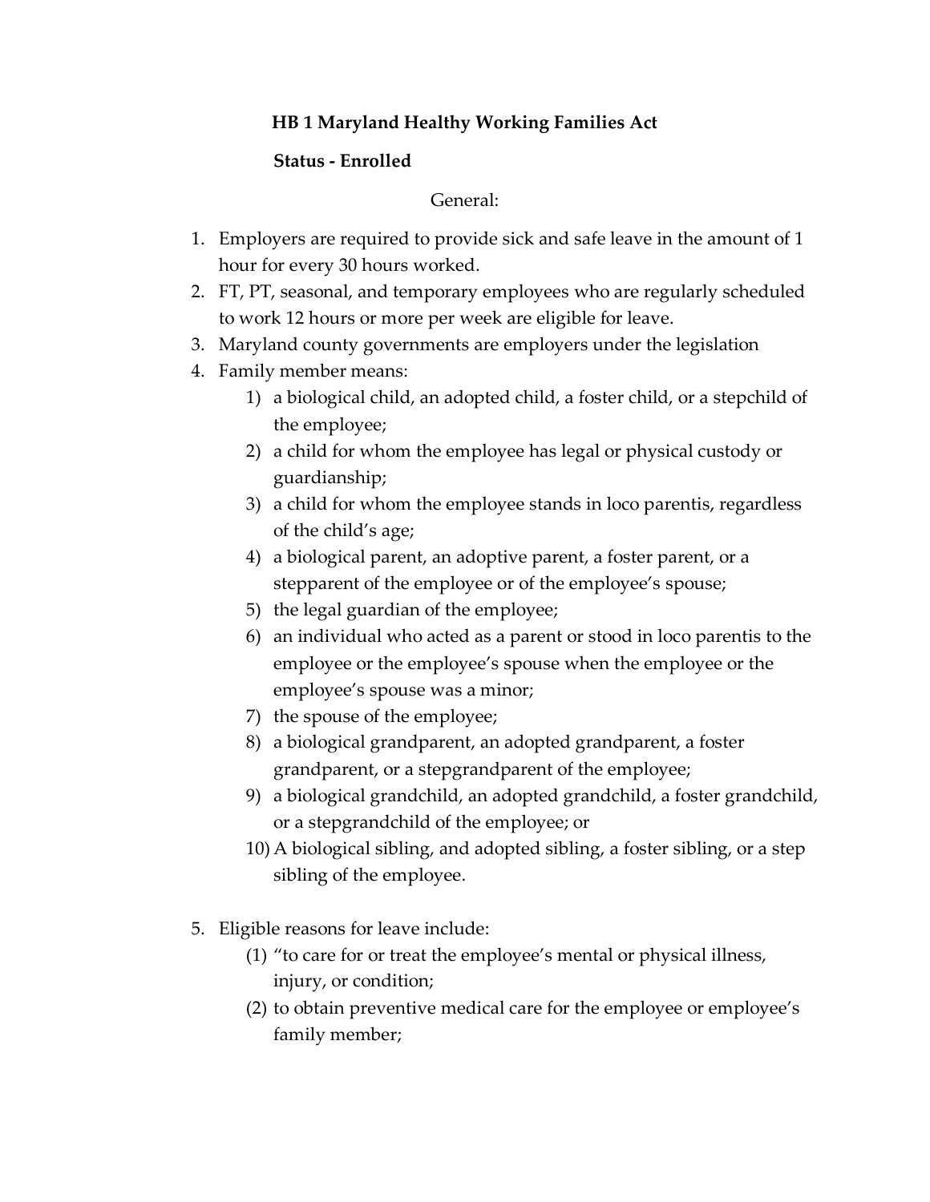**HB 1 Maryland Healthy Working Families Act**

**Status - Enrolled**

General:

1. Employers are required to provide sick and safe leave in the amount of 1 hour for every 30 hours worked.
2. FT, PT, seasonal, and temporary employees who are regularly scheduled to work 12 hours or more per week are eligible for leave.
3. Maryland county governments are employers under the legislation
4. Family member means:
    1) a biological child, an adopted child, a foster child, or a stepchild of the employee;
    2) a child for whom the employee has legal or physical custody or guardianship;
    3) a child for whom the employee stands in loco parentis, regardless of the child's age;
    4) a biological parent, an adoptive parent, a foster parent, or a stepparent of the employee or of the employee's spouse;
    5) the legal guardian of the employee;
    6) an individual who acted as a parent or stood in loco parentis to the employee or the employee's spouse when the employee or the employee's spouse was a minor;
    7) the spouse of the employee;
    8) a biological grandparent, an adopted grandparent, a foster grandparent, or a stepgrandparent of the employee;
    9) a biological grandchild, an adopted grandchild, a foster grandchild, or a stepgrandchild of the employee; or
    10) A biological sibling, and adopted sibling, a foster sibling, or a step sibling of the employee.

5. Eligible reasons for leave include:
    (1) "to care for or treat the employee's mental or physical illness, injury, or condition;
    (2) to obtain preventive medical care for the employee or employee's family member;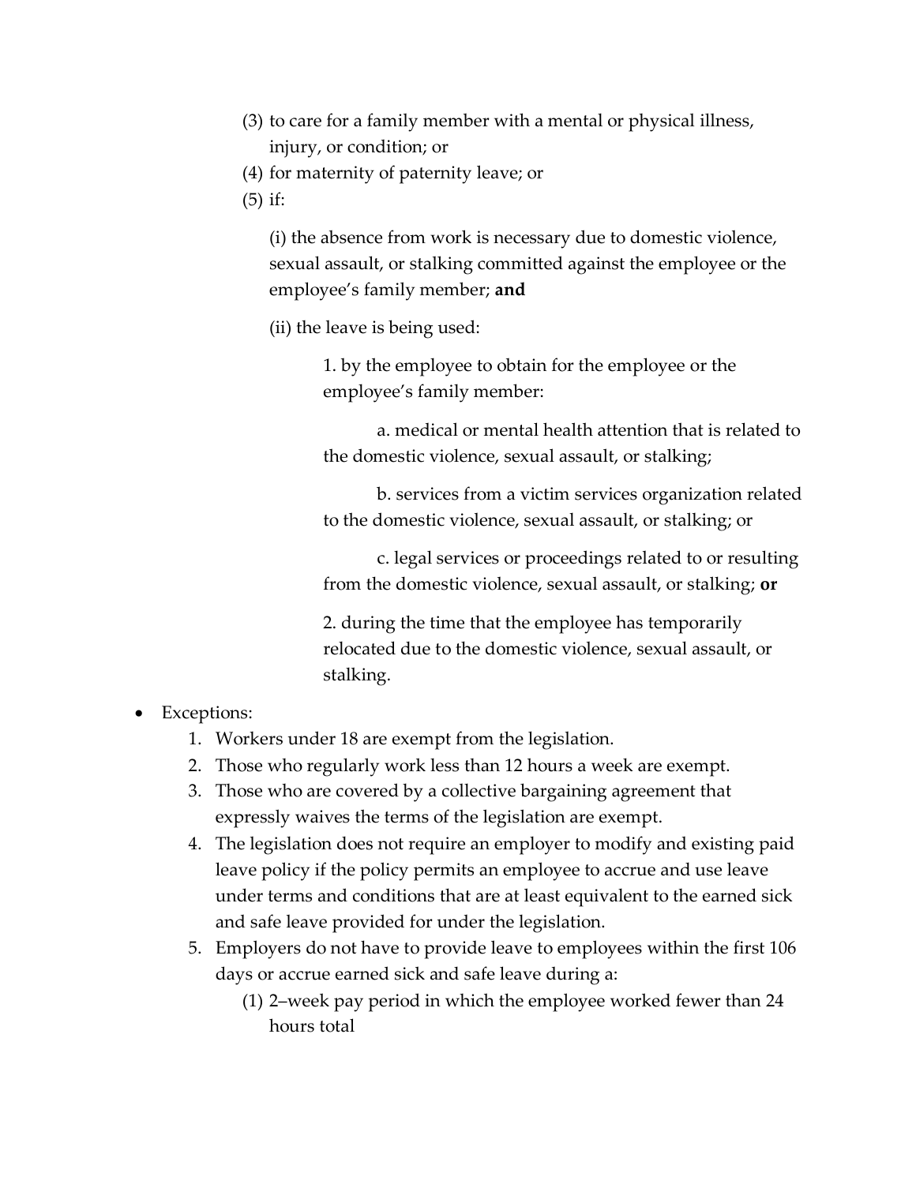(3) to care for a family member with a mental or physical illness, injury, or condition; or

(4) for maternity of paternity leave; or

(5) if:

(i) the absence from work is necessary due to domestic violence, sexual assault, or stalking committed against the employee or the employee's family member; **and**

(ii) the leave is being used:

1. by the employee to obtain for the employee or the employee's family member:

a. medical or mental health attention that is related to the domestic violence, sexual assault, or stalking;

b. services from a victim services organization related to the domestic violence, sexual assault, or stalking; or

c. legal services or proceedings related to or resulting from the domestic violence, sexual assault, or stalking; **or**

2. during the time that the employee has temporarily relocated due to the domestic violence, sexual assault, or stalking.

- Exceptions:
  1. Workers under 18 are exempt from the legislation.
  2. Those who regularly work less than 12 hours a week are exempt.
  3. Those who are covered by a collective bargaining agreement that expressly waives the terms of the legislation are exempt.
  4. The legislation does not require an employer to modify and existing paid leave policy if the policy permits an employee to accrue and use leave under terms and conditions that are at least equivalent to the earned sick and safe leave provided for under the legislation.
  5. Employers do not have to provide leave to employees within the first 106 days or accrue earned sick and safe leave during a:
     (1) 2–week pay period in which the employee worked fewer than 24 hours total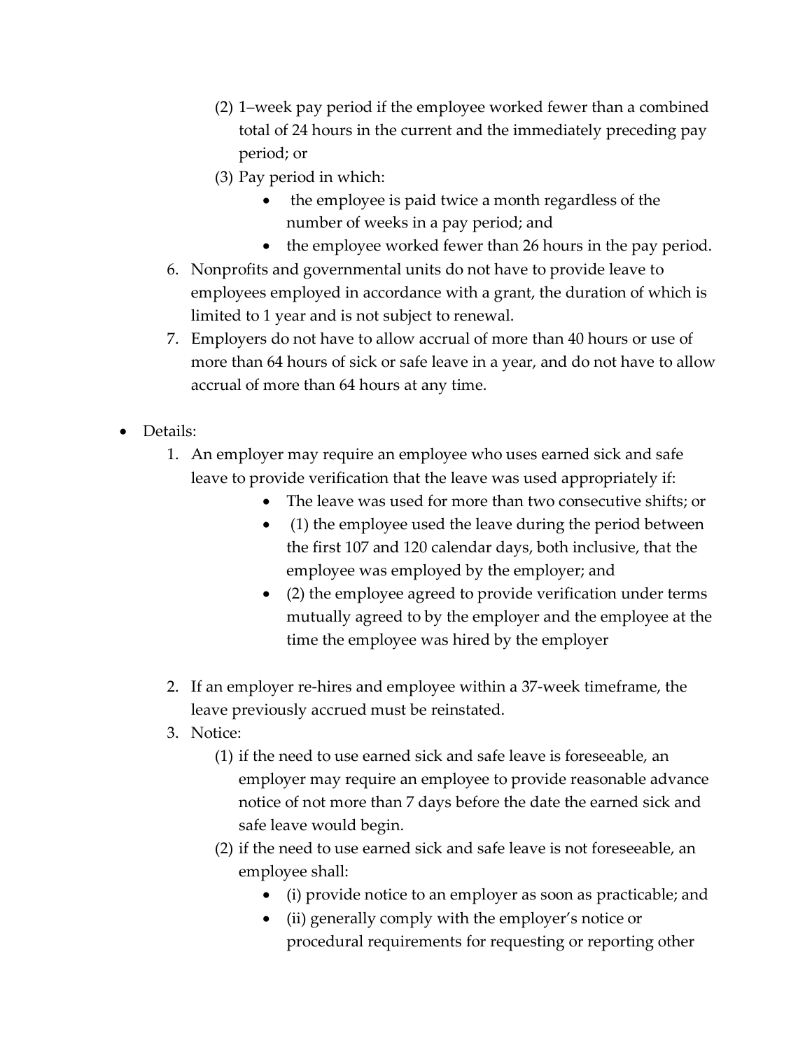(2) 1–week pay period if the employee worked fewer than a combined total of 24 hours in the current and the immediately preceding pay period; or

(3) Pay period in which:

- the employee is paid twice a month regardless of the number of weeks in a pay period; and
- the employee worked fewer than 26 hours in the pay period.

6. Nonprofits and governmental units do not have to provide leave to employees employed in accordance with a grant, the duration of which is limited to 1 year and is not subject to renewal.
7. Employers do not have to allow accrual of more than 40 hours or use of more than 64 hours of sick or safe leave in a year, and do not have to allow accrual of more than 64 hours at any time.

- Details:
    1. An employer may require an employee who uses earned sick and safe leave to provide verification that the leave was used appropriately if:
        - The leave was used for more than two consecutive shifts; or
        - (1) the employee used the leave during the period between the first 107 and 120 calendar days, both inclusive, that the employee was employed by the employer; and
        - (2) the employee agreed to provide verification under terms mutually agreed to by the employer and the employee at the time the employee was hired by the employer
    2. If an employer re-hires and employee within a 37-week timeframe, the leave previously accrued must be reinstated.
    3. Notice:

        (1) if the need to use earned sick and safe leave is foreseeable, an employer may require an employee to provide reasonable advance notice of not more than 7 days before the date the earned sick and safe leave would begin.

        (2) if the need to use earned sick and safe leave is not foreseeable, an employee shall:

        - (i) provide notice to an employer as soon as practicable; and
        - (ii) generally comply with the employer's notice or procedural requirements for requesting or reporting other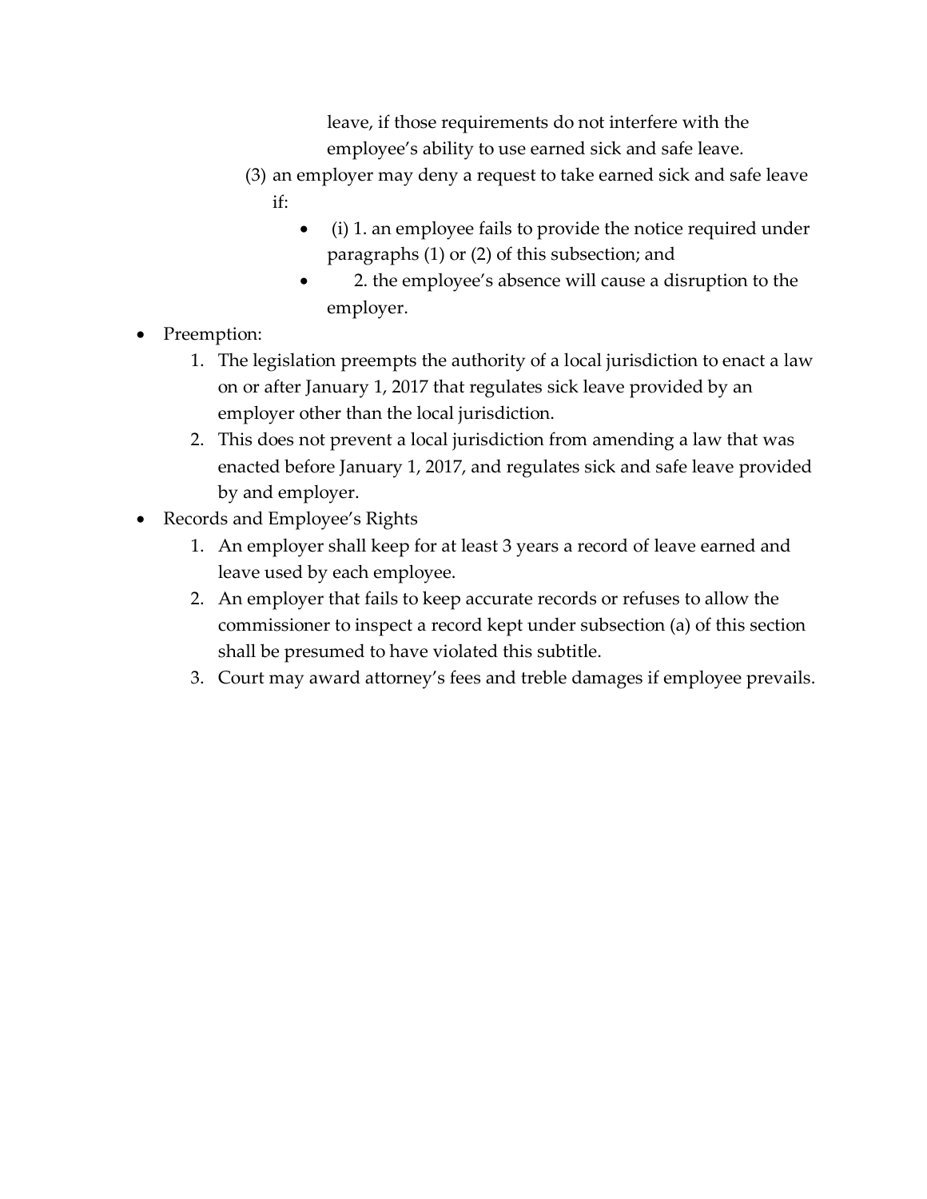leave, if those requirements do not interfere with the employee's ability to use earned sick and safe leave.

(3) an employer may deny a request to take earned sick and safe leave if:

- (i) 1. an employee fails to provide the notice required under paragraphs (1) or (2) of this subsection; and
- 2. the employee's absence will cause a disruption to the employer.

- Preemption:
    1. The legislation preempts the authority of a local jurisdiction to enact a law on or after January 1, 2017 that regulates sick leave provided by an employer other than the local jurisdiction.
    2. This does not prevent a local jurisdiction from amending a law that was enacted before January 1, 2017, and regulates sick and safe leave provided by and employer.
- Records and Employee's Rights
    1. An employer shall keep for at least 3 years a record of leave earned and leave used by each employee.
    2. An employer that fails to keep accurate records or refuses to allow the commissioner to inspect a record kept under subsection (a) of this section shall be presumed to have violated this subtitle.
    3. Court may award attorney's fees and treble damages if employee prevails.